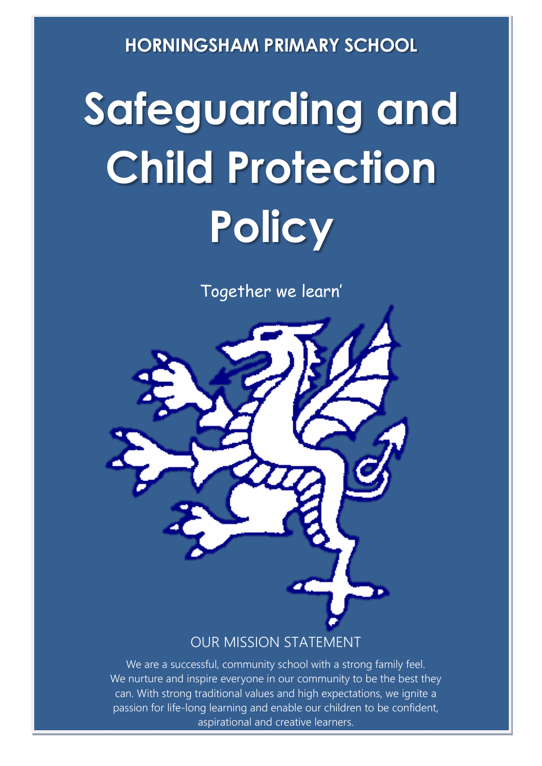**HORNINGSHAM PRIMARY SCHOOL**

# Safeguarding and Child Protection Policy

Together we learn'

## OUR MISSION STATEMENT

We are a successful, community school with a strong family feel. We nurture and inspire everyone in our community to be the best they can. With strong traditional values and high expectations, we ignite a passion for life-long learning and enable our children to be confident, aspirational and creative learners.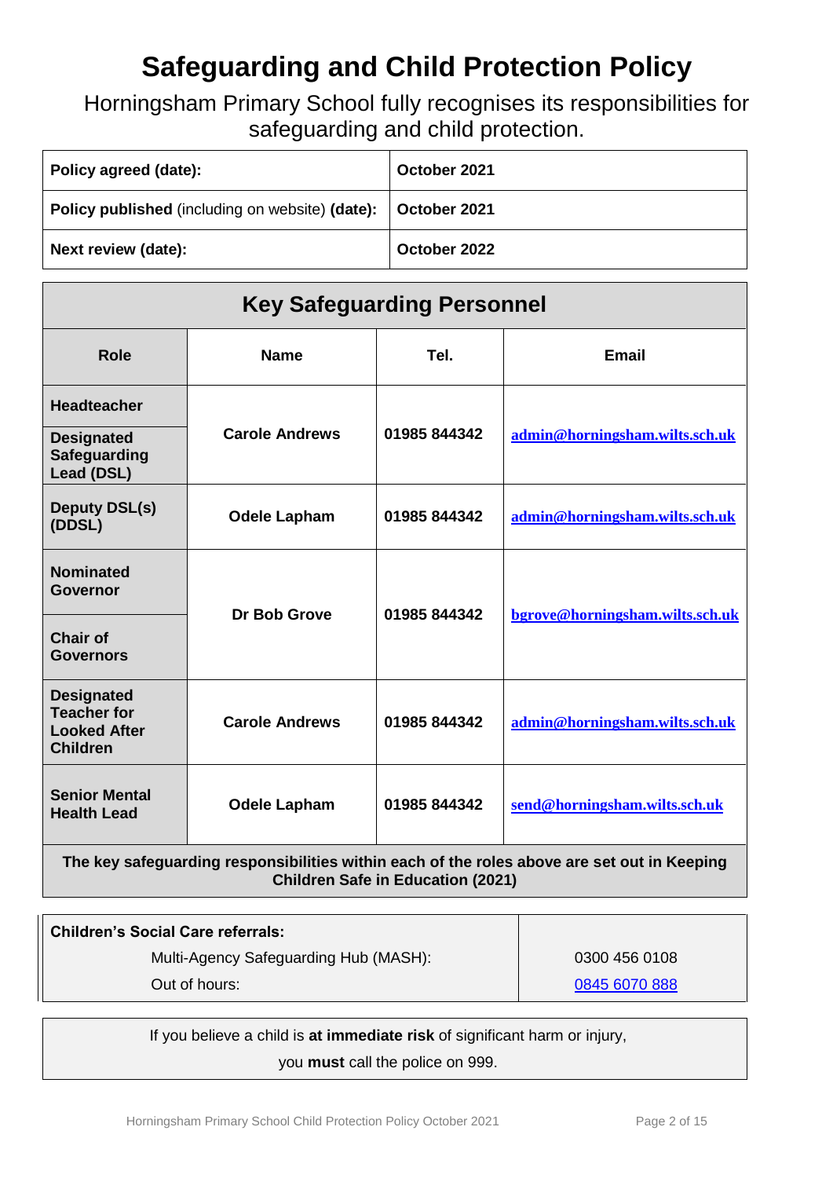# Safeguarding and Child Protection Policy

Horningsham Primary School fully recognises its responsibilities for safeguarding and child protection.

| **Policy agreed (date):** | **October 2021** |
|---|---|
| **Policy published** (including on website) **(date):** | **October 2021** |
| **Next review (date):** | **October 2022** |

## Key Safeguarding Personnel

| Role | Name | Tel. | Email |
|---|---|---|---|
| **Headteacher** / **Designated Safeguarding Lead (DSL)** | **Carole Andrews** | **01985 844342** | admin@horningsham.wilts.sch.uk |
| **Deputy DSL(s) (DDSL)** | **Odele Lapham** | **01985 844342** | admin@horningsham.wilts.sch.uk |
| **Nominated Governor** / **Chair of Governors** | **Dr Bob Grove** | **01985 844342** | bgrove@horningsham.wilts.sch.uk |
| **Designated Teacher for Looked After Children** | **Carole Andrews** | **01985 844342** | admin@horningsham.wilts.sch.uk |
| **Senior Mental Health Lead** | **Odele Lapham** | **01985 844342** | send@horningsham.wilts.sch.uk |

**The key safeguarding responsibilities within each of the roles above are set out in Keeping Children Safe in Education (2021)**

| **Children's Social Care referrals:** | |
|---|---|
| Multi-Agency Safeguarding Hub (MASH): | 0300 456 0108 |
| Out of hours: | 0845 6070 888 |

If you believe a child is **at immediate risk** of significant harm or injury, you **must** call the police on 999.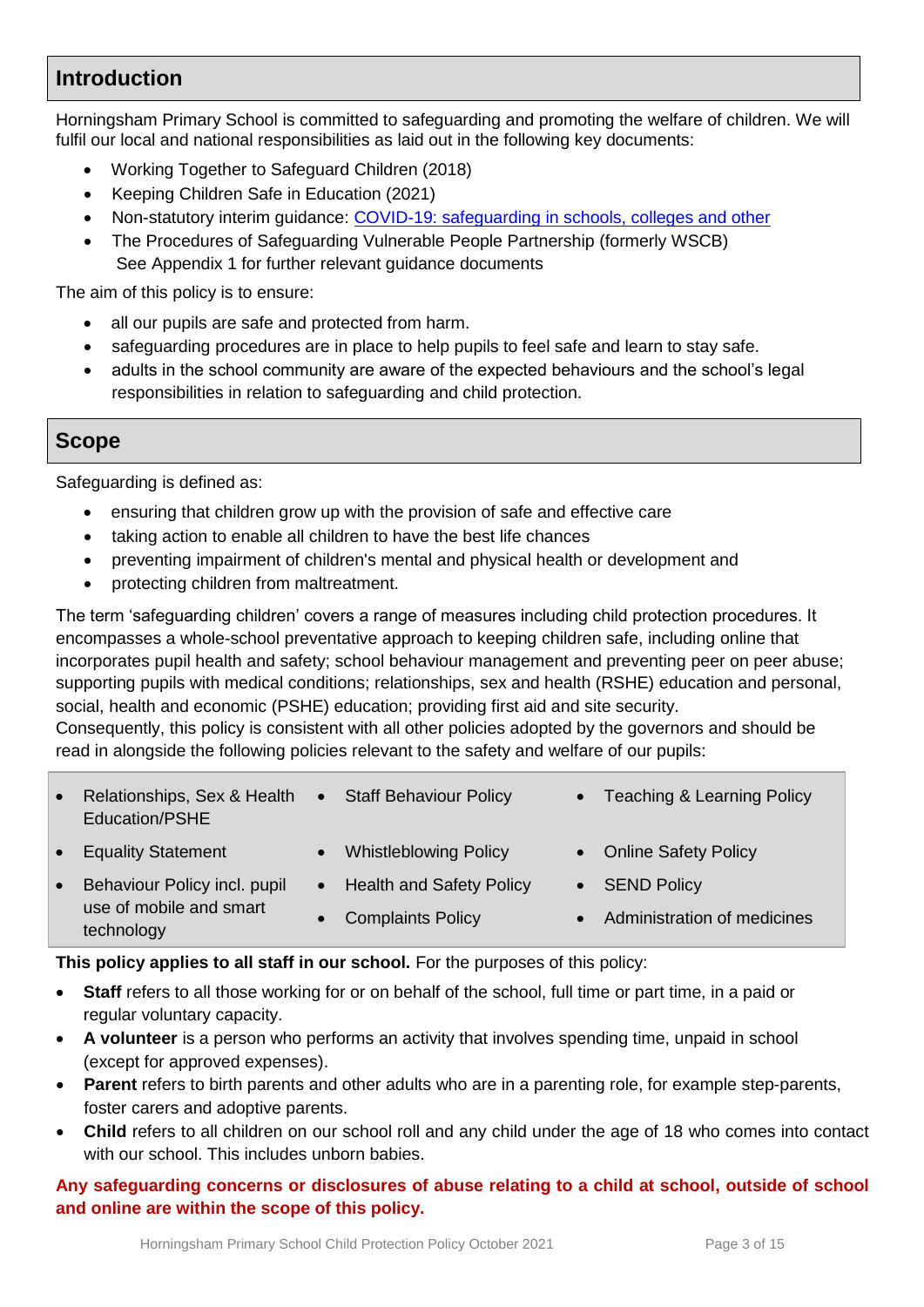## Introduction

Horningsham Primary School is committed to safeguarding and promoting the welfare of children. We will fulfil our local and national responsibilities as laid out in the following key documents:

- Working Together to Safeguard Children (2018)
- Keeping Children Safe in Education (2021)
- Non-statutory interim guidance: [COVID-19: safeguarding in schools, colleges and other](#)
- The Procedures of Safeguarding Vulnerable People Partnership (formerly WSCB)
  See Appendix 1 for further relevant guidance documents

The aim of this policy is to ensure:

- all our pupils are safe and protected from harm.
- safeguarding procedures are in place to help pupils to feel safe and learn to stay safe.
- adults in the school community are aware of the expected behaviours and the school's legal responsibilities in relation to safeguarding and child protection.

## Scope

Safeguarding is defined as:

- ensuring that children grow up with the provision of safe and effective care
- taking action to enable all children to have the best life chances
- preventing impairment of children's mental and physical health or development and
- protecting children from maltreatment.

The term 'safeguarding children' covers a range of measures including child protection procedures. It encompasses a whole-school preventative approach to keeping children safe, including online that incorporates pupil health and safety; school behaviour management and preventing peer on peer abuse; supporting pupils with medical conditions; relationships, sex and health (RSHE) education and personal, social, health and economic (PSHE) education; providing first aid and site security.
Consequently, this policy is consistent with all other policies adopted by the governors and should be read in alongside the following policies relevant to the safety and welfare of our pupils:

- Relationships, Sex & Health Education/PSHE
- Equality Statement
- Behaviour Policy incl. pupil use of mobile and smart technology
- Staff Behaviour Policy
- Whistleblowing Policy
- Health and Safety Policy
- Complaints Policy
- Teaching & Learning Policy
- Online Safety Policy
- SEND Policy
- Administration of medicines

**This policy applies to all staff in our school.** For the purposes of this policy:

- **Staff** refers to all those working for or on behalf of the school, full time or part time, in a paid or regular voluntary capacity.
- **A volunteer** is a person who performs an activity that involves spending time, unpaid in school (except for approved expenses).
- **Parent** refers to birth parents and other adults who are in a parenting role, for example step-parents, foster carers and adoptive parents.
- **Child** refers to all children on our school roll and any child under the age of 18 who comes into contact with our school. This includes unborn babies.

**Any safeguarding concerns or disclosures of abuse relating to a child at school, outside of school and online are within the scope of this policy.**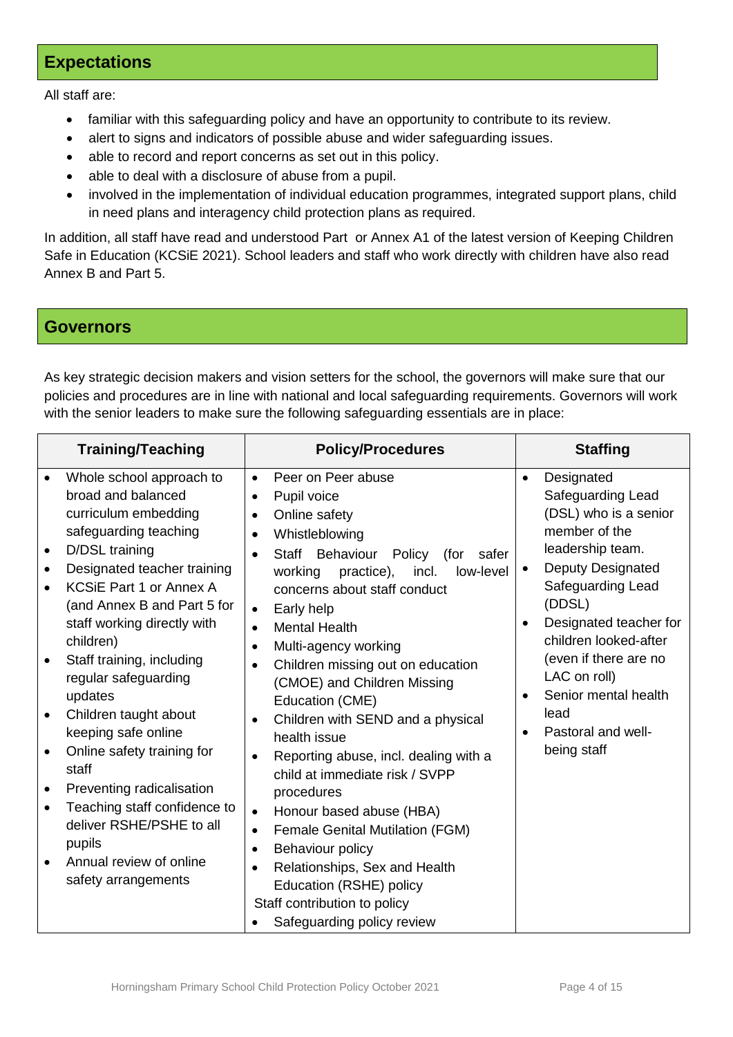## Expectations

All staff are:

- familiar with this safeguarding policy and have an opportunity to contribute to its review.
- alert to signs and indicators of possible abuse and wider safeguarding issues.
- able to record and report concerns as set out in this policy.
- able to deal with a disclosure of abuse from a pupil.
- involved in the implementation of individual education programmes, integrated support plans, child in need plans and interagency child protection plans as required.

In addition, all staff have read and understood Part  or Annex A1 of the latest version of Keeping Children Safe in Education (KCSiE 2021). School leaders and staff who work directly with children have also read Annex B and Part 5.

## Governors

As key strategic decision makers and vision setters for the school, the governors will make sure that our policies and procedures are in line with national and local safeguarding requirements. Governors will work with the senior leaders to make sure the following safeguarding essentials are in place:

| Training/Teaching | Policy/Procedures | Staffing |
|---|---|---|
| • Whole school approach to broad and balanced curriculum embedding safeguarding teaching<br>• D/DSL training<br>• Designated teacher training<br>• KCSiE Part 1 or Annex A (and Annex B and Part 5 for staff working directly with children)<br>• Staff training, including regular safeguarding updates<br>• Children taught about keeping safe online<br>• Online safety training for staff<br>• Preventing radicalisation<br>• Teaching staff confidence to deliver RSHE/PSHE to all pupils<br>• Annual review of online safety arrangements | • Peer on Peer abuse<br>• Pupil voice<br>• Online safety<br>• Whistleblowing<br>• Staff Behaviour Policy (for safer working practice), incl. low-level concerns about staff conduct<br>• Early help<br>• Mental Health<br>• Multi-agency working<br>• Children missing out on education (CMOE) and Children Missing Education (CME)<br>• Children with SEND and a physical health issue<br>• Reporting abuse, incl. dealing with a child at immediate risk / SVPP procedures<br>• Honour based abuse (HBA)<br>• Female Genital Mutilation (FGM)<br>• Behaviour policy<br>• Relationships, Sex and Health Education (RSHE) policy<br>Staff contribution to policy<br>• Safeguarding policy review | • Designated Safeguarding Lead (DSL) who is a senior member of the leadership team.<br>• Deputy Designated Safeguarding Lead (DDSL)<br>• Designated teacher for children looked-after (even if there are no LAC on roll)<br>• Senior mental health lead<br>• Pastoral and well-being staff |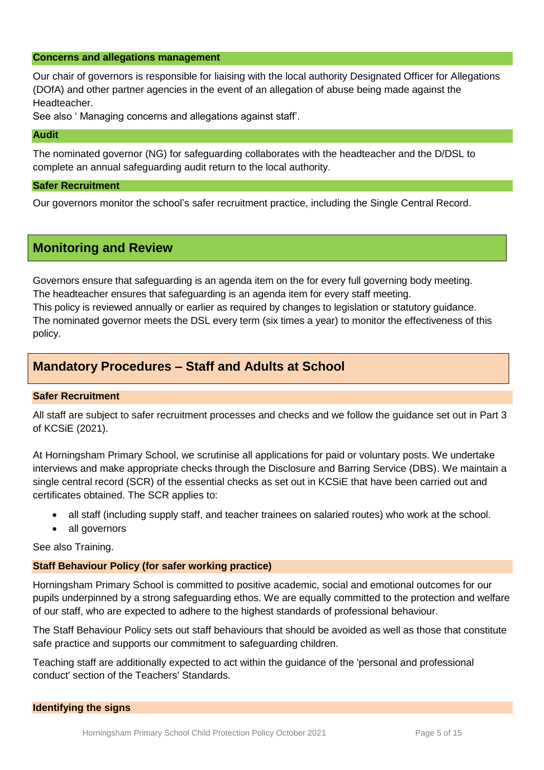### Concerns and allegations management

Our chair of governors is responsible for liaising with the local authority Designated Officer for Allegations (DOfA) and other partner agencies in the event of an allegation of abuse being made against the Headteacher.
See also ' Managing concerns and allegations against staff'.

### Audit

The nominated governor (NG) for safeguarding collaborates with the headteacher and the D/DSL to complete an annual safeguarding audit return to the local authority.

### Safer Recruitment

Our governors monitor the school's safer recruitment practice, including the Single Central Record.

## Monitoring and Review

Governors ensure that safeguarding is an agenda item on the for every full governing body meeting.
The headteacher ensures that safeguarding is an agenda item for every staff meeting.
This policy is reviewed annually or earlier as required by changes to legislation or statutory guidance.
The nominated governor meets the DSL every term (six times a year) to monitor the effectiveness of this policy.

## Mandatory Procedures – Staff and Adults at School

### Safer Recruitment

All staff are subject to safer recruitment processes and checks and we follow the guidance set out in Part 3 of KCSiE (2021).

At Horningsham Primary School, we scrutinise all applications for paid or voluntary posts. We undertake interviews and make appropriate checks through the Disclosure and Barring Service (DBS). We maintain a single central record (SCR) of the essential checks as set out in KCSiE that have been carried out and certificates obtained. The SCR applies to:

- all staff (including supply staff, and teacher trainees on salaried routes) who work at the school.
- all governors

See also Training.

### Staff Behaviour Policy (for safer working practice)

Horningsham Primary School is committed to positive academic, social and emotional outcomes for our pupils underpinned by a strong safeguarding ethos. We are equally committed to the protection and welfare of our staff, who are expected to adhere to the highest standards of professional behaviour.

The Staff Behaviour Policy sets out staff behaviours that should be avoided as well as those that constitute safe practice and supports our commitment to safeguarding children.

Teaching staff are additionally expected to act within the guidance of the 'personal and professional conduct' section of the Teachers' Standards.

### Identifying the signs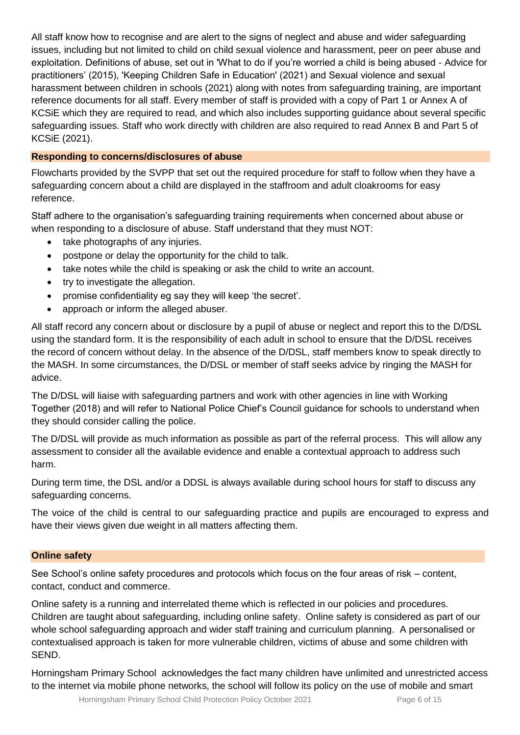All staff know how to recognise and are alert to the signs of neglect and abuse and wider safeguarding issues, including but not limited to child on child sexual violence and harassment, peer on peer abuse and exploitation. Definitions of abuse, set out in 'What to do if you're worried a child is being abused - Advice for practitioners' (2015), 'Keeping Children Safe in Education' (2021) and Sexual violence and sexual harassment between children in schools (2021) along with notes from safeguarding training, are important reference documents for all staff. Every member of staff is provided with a copy of Part 1 or Annex A of KCSiE which they are required to read, and which also includes supporting guidance about several specific safeguarding issues. Staff who work directly with children are also required to read Annex B and Part 5 of KCSiE (2021).

## Responding to concerns/disclosures of abuse

Flowcharts provided by the SVPP that set out the required procedure for staff to follow when they have a safeguarding concern about a child are displayed in the staffroom and adult cloakrooms for easy reference.

Staff adhere to the organisation's safeguarding training requirements when concerned about abuse or when responding to a disclosure of abuse. Staff understand that they must NOT:

- take photographs of any injuries.
- postpone or delay the opportunity for the child to talk.
- take notes while the child is speaking or ask the child to write an account.
- try to investigate the allegation.
- promise confidentiality eg say they will keep 'the secret'.
- approach or inform the alleged abuser.

All staff record any concern about or disclosure by a pupil of abuse or neglect and report this to the D/DSL using the standard form. It is the responsibility of each adult in school to ensure that the D/DSL receives the record of concern without delay. In the absence of the D/DSL, staff members know to speak directly to the MASH. In some circumstances, the D/DSL or member of staff seeks advice by ringing the MASH for advice.

The D/DSL will liaise with safeguarding partners and work with other agencies in line with Working Together (2018) and will refer to National Police Chief's Council guidance for schools to understand when they should consider calling the police.

The D/DSL will provide as much information as possible as part of the referral process. This will allow any assessment to consider all the available evidence and enable a contextual approach to address such harm.

During term time, the DSL and/or a DDSL is always available during school hours for staff to discuss any safeguarding concerns.

The voice of the child is central to our safeguarding practice and pupils are encouraged to express and have their views given due weight in all matters affecting them.

## Online safety

See School's online safety procedures and protocols which focus on the four areas of risk – content, contact, conduct and commerce.

Online safety is a running and interrelated theme which is reflected in our policies and procedures. Children are taught about safeguarding, including online safety. Online safety is considered as part of our whole school safeguarding approach and wider staff training and curriculum planning. A personalised or contextualised approach is taken for more vulnerable children, victims of abuse and some children with SEND.

Horningsham Primary School acknowledges the fact many children have unlimited and unrestricted access to the internet via mobile phone networks, the school will follow its policy on the use of mobile and smart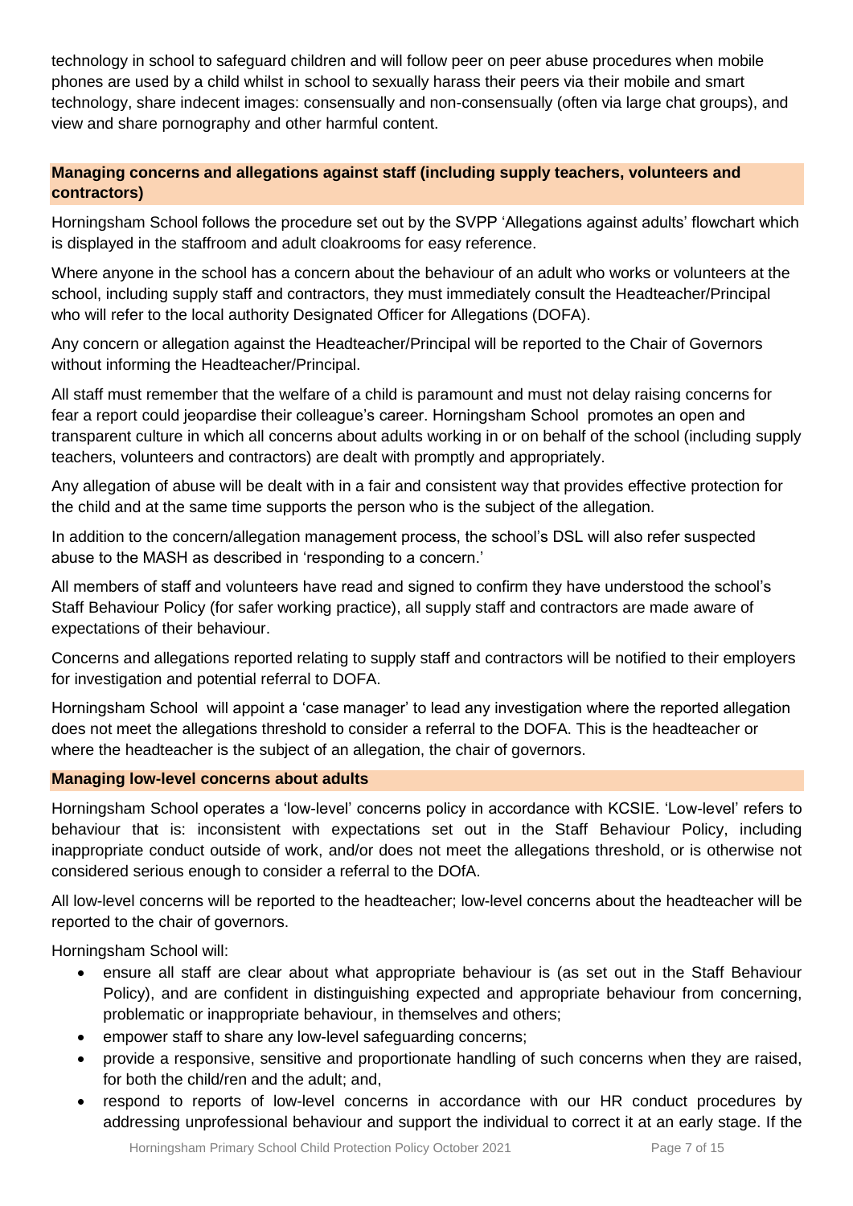technology in school to safeguard children and will follow peer on peer abuse procedures when mobile phones are used by a child whilst in school to sexually harass their peers via their mobile and smart technology, share indecent images: consensually and non-consensually (often via large chat groups), and view and share pornography and other harmful content.

## Managing concerns and allegations against staff (including supply teachers, volunteers and contractors)

Horningsham School follows the procedure set out by the SVPP 'Allegations against adults' flowchart which is displayed in the staffroom and adult cloakrooms for easy reference.

Where anyone in the school has a concern about the behaviour of an adult who works or volunteers at the school, including supply staff and contractors, they must immediately consult the Headteacher/Principal who will refer to the local authority Designated Officer for Allegations (DOFA).

Any concern or allegation against the Headteacher/Principal will be reported to the Chair of Governors without informing the Headteacher/Principal.

All staff must remember that the welfare of a child is paramount and must not delay raising concerns for fear a report could jeopardise their colleague's career. Horningsham School promotes an open and transparent culture in which all concerns about adults working in or on behalf of the school (including supply teachers, volunteers and contractors) are dealt with promptly and appropriately.

Any allegation of abuse will be dealt with in a fair and consistent way that provides effective protection for the child and at the same time supports the person who is the subject of the allegation.

In addition to the concern/allegation management process, the school's DSL will also refer suspected abuse to the MASH as described in 'responding to a concern.'

All members of staff and volunteers have read and signed to confirm they have understood the school's Staff Behaviour Policy (for safer working practice), all supply staff and contractors are made aware of expectations of their behaviour.

Concerns and allegations reported relating to supply staff and contractors will be notified to their employers for investigation and potential referral to DOFA.

Horningsham School will appoint a 'case manager' to lead any investigation where the reported allegation does not meet the allegations threshold to consider a referral to the DOFA. This is the headteacher or where the headteacher is the subject of an allegation, the chair of governors.

## Managing low-level concerns about adults

Horningsham School operates a 'low-level' concerns policy in accordance with KCSIE. 'Low-level' refers to behaviour that is: inconsistent with expectations set out in the Staff Behaviour Policy, including inappropriate conduct outside of work, and/or does not meet the allegations threshold, or is otherwise not considered serious enough to consider a referral to the DOfA.

All low-level concerns will be reported to the headteacher; low-level concerns about the headteacher will be reported to the chair of governors.

Horningsham School will:

- ensure all staff are clear about what appropriate behaviour is (as set out in the Staff Behaviour Policy), and are confident in distinguishing expected and appropriate behaviour from concerning, problematic or inappropriate behaviour, in themselves and others;
- empower staff to share any low-level safeguarding concerns;
- provide a responsive, sensitive and proportionate handling of such concerns when they are raised, for both the child/ren and the adult; and,
- respond to reports of low-level concerns in accordance with our HR conduct procedures by addressing unprofessional behaviour and support the individual to correct it at an early stage. If the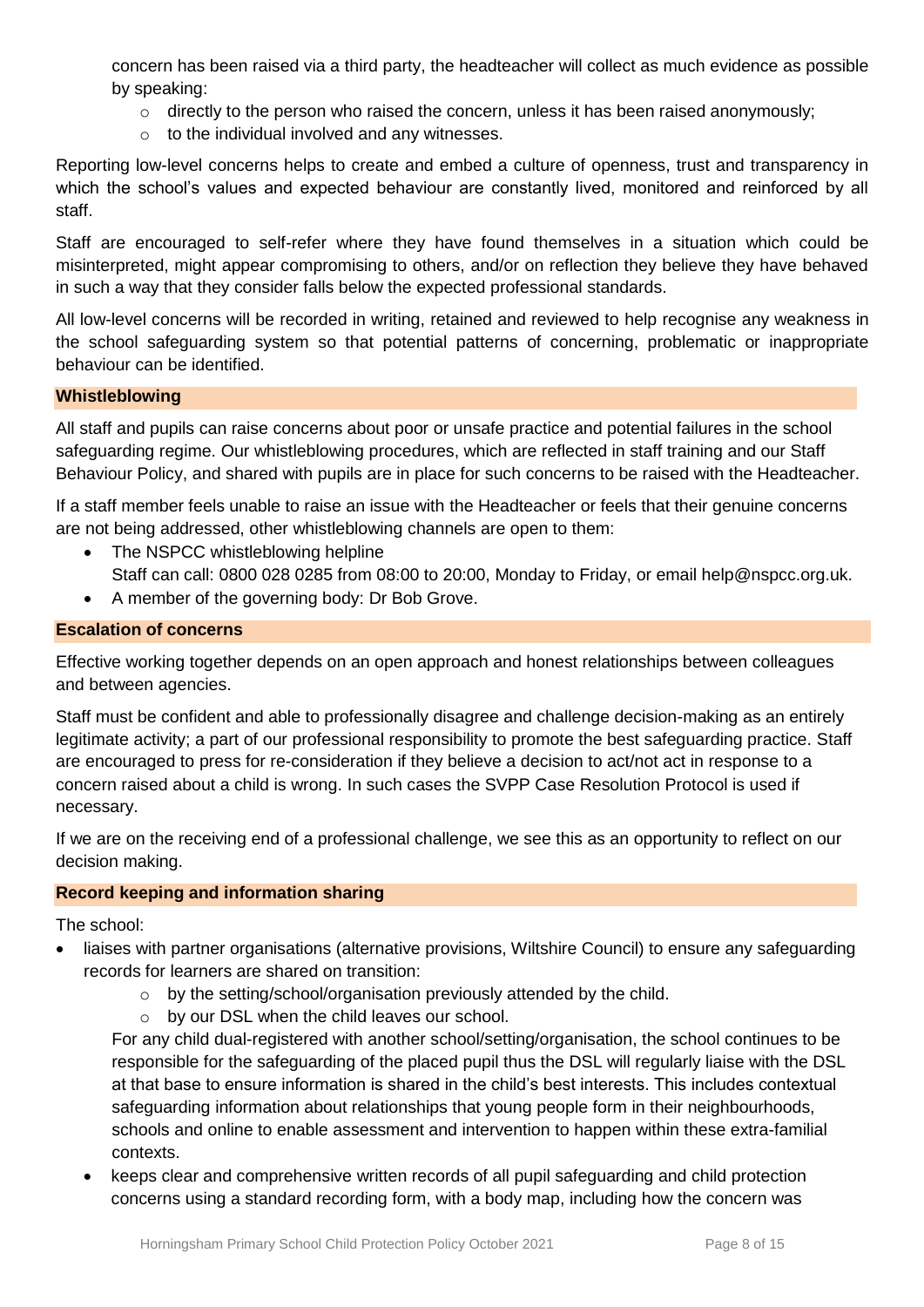concern has been raised via a third party, the headteacher will collect as much evidence as possible by speaking:

- directly to the person who raised the concern, unless it has been raised anonymously;
- to the individual involved and any witnesses.

Reporting low-level concerns helps to create and embed a culture of openness, trust and transparency in which the school's values and expected behaviour are constantly lived, monitored and reinforced by all staff.

Staff are encouraged to self-refer where they have found themselves in a situation which could be misinterpreted, might appear compromising to others, and/or on reflection they believe they have behaved in such a way that they consider falls below the expected professional standards.

All low-level concerns will be recorded in writing, retained and reviewed to help recognise any weakness in the school safeguarding system so that potential patterns of concerning, problematic or inappropriate behaviour can be identified.

### Whistleblowing

All staff and pupils can raise concerns about poor or unsafe practice and potential failures in the school safeguarding regime. Our whistleblowing procedures, which are reflected in staff training and our Staff Behaviour Policy, and shared with pupils are in place for such concerns to be raised with the Headteacher.

If a staff member feels unable to raise an issue with the Headteacher or feels that their genuine concerns are not being addressed, other whistleblowing channels are open to them:

- The NSPCC whistleblowing helpline
  Staff can call: 0800 028 0285 from 08:00 to 20:00, Monday to Friday, or email help@nspcc.org.uk.
- A member of the governing body: Dr Bob Grove.

### Escalation of concerns

Effective working together depends on an open approach and honest relationships between colleagues and between agencies.

Staff must be confident and able to professionally disagree and challenge decision-making as an entirely legitimate activity; a part of our professional responsibility to promote the best safeguarding practice. Staff are encouraged to press for re-consideration if they believe a decision to act/not act in response to a concern raised about a child is wrong. In such cases the SVPP Case Resolution Protocol is used if necessary.

If we are on the receiving end of a professional challenge, we see this as an opportunity to reflect on our decision making.

### Record keeping and information sharing

The school:

- liaises with partner organisations (alternative provisions, Wiltshire Council) to ensure any safeguarding records for learners are shared on transition:
  - by the setting/school/organisation previously attended by the child.
  - by our DSL when the child leaves our school.

  For any child dual-registered with another school/setting/organisation, the school continues to be responsible for the safeguarding of the placed pupil thus the DSL will regularly liaise with the DSL at that base to ensure information is shared in the child's best interests. This includes contextual safeguarding information about relationships that young people form in their neighbourhoods, schools and online to enable assessment and intervention to happen within these extra-familial contexts.
- keeps clear and comprehensive written records of all pupil safeguarding and child protection concerns using a standard recording form, with a body map, including how the concern was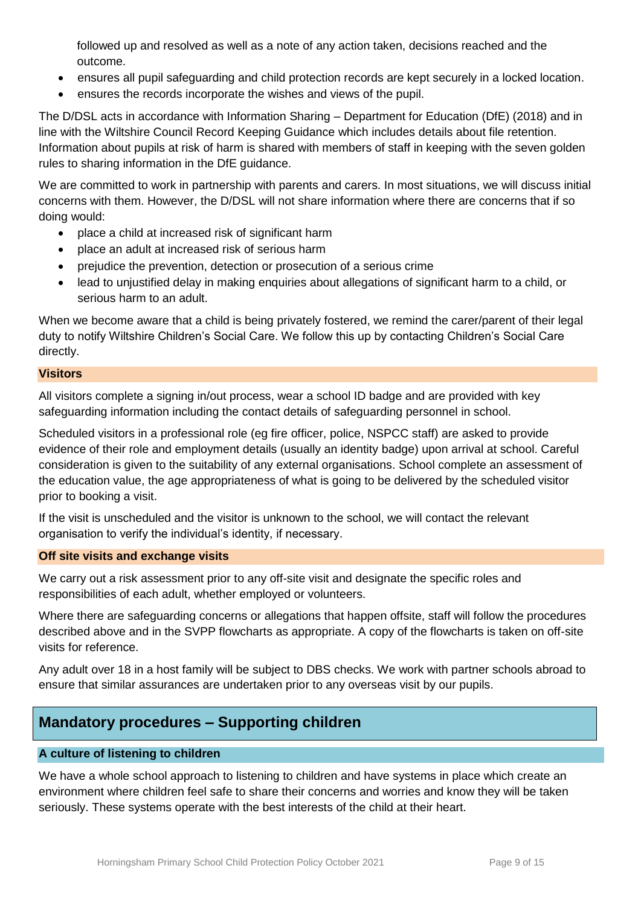followed up and resolved as well as a note of any action taken, decisions reached and the outcome.

- ensures all pupil safeguarding and child protection records are kept securely in a locked location.
- ensures the records incorporate the wishes and views of the pupil.

The D/DSL acts in accordance with Information Sharing – Department for Education (DfE) (2018) and in line with the Wiltshire Council Record Keeping Guidance which includes details about file retention. Information about pupils at risk of harm is shared with members of staff in keeping with the seven golden rules to sharing information in the DfE guidance.

We are committed to work in partnership with parents and carers. In most situations, we will discuss initial concerns with them. However, the D/DSL will not share information where there are concerns that if so doing would:

- place a child at increased risk of significant harm
- place an adult at increased risk of serious harm
- prejudice the prevention, detection or prosecution of a serious crime
- lead to unjustified delay in making enquiries about allegations of significant harm to a child, or serious harm to an adult.

When we become aware that a child is being privately fostered, we remind the carer/parent of their legal duty to notify Wiltshire Children's Social Care. We follow this up by contacting Children's Social Care directly.

### Visitors

All visitors complete a signing in/out process, wear a school ID badge and are provided with key safeguarding information including the contact details of safeguarding personnel in school.

Scheduled visitors in a professional role (eg fire officer, police, NSPCC staff) are asked to provide evidence of their role and employment details (usually an identity badge) upon arrival at school. Careful consideration is given to the suitability of any external organisations. School complete an assessment of the education value, the age appropriateness of what is going to be delivered by the scheduled visitor prior to booking a visit.

If the visit is unscheduled and the visitor is unknown to the school, we will contact the relevant organisation to verify the individual's identity, if necessary.

### Off site visits and exchange visits

We carry out a risk assessment prior to any off-site visit and designate the specific roles and responsibilities of each adult, whether employed or volunteers.

Where there are safeguarding concerns or allegations that happen offsite, staff will follow the procedures described above and in the SVPP flowcharts as appropriate. A copy of the flowcharts is taken on off-site visits for reference.

Any adult over 18 in a host family will be subject to DBS checks. We work with partner schools abroad to ensure that similar assurances are undertaken prior to any overseas visit by our pupils.

## Mandatory procedures – Supporting children

### A culture of listening to children

We have a whole school approach to listening to children and have systems in place which create an environment where children feel safe to share their concerns and worries and know they will be taken seriously. These systems operate with the best interests of the child at their heart.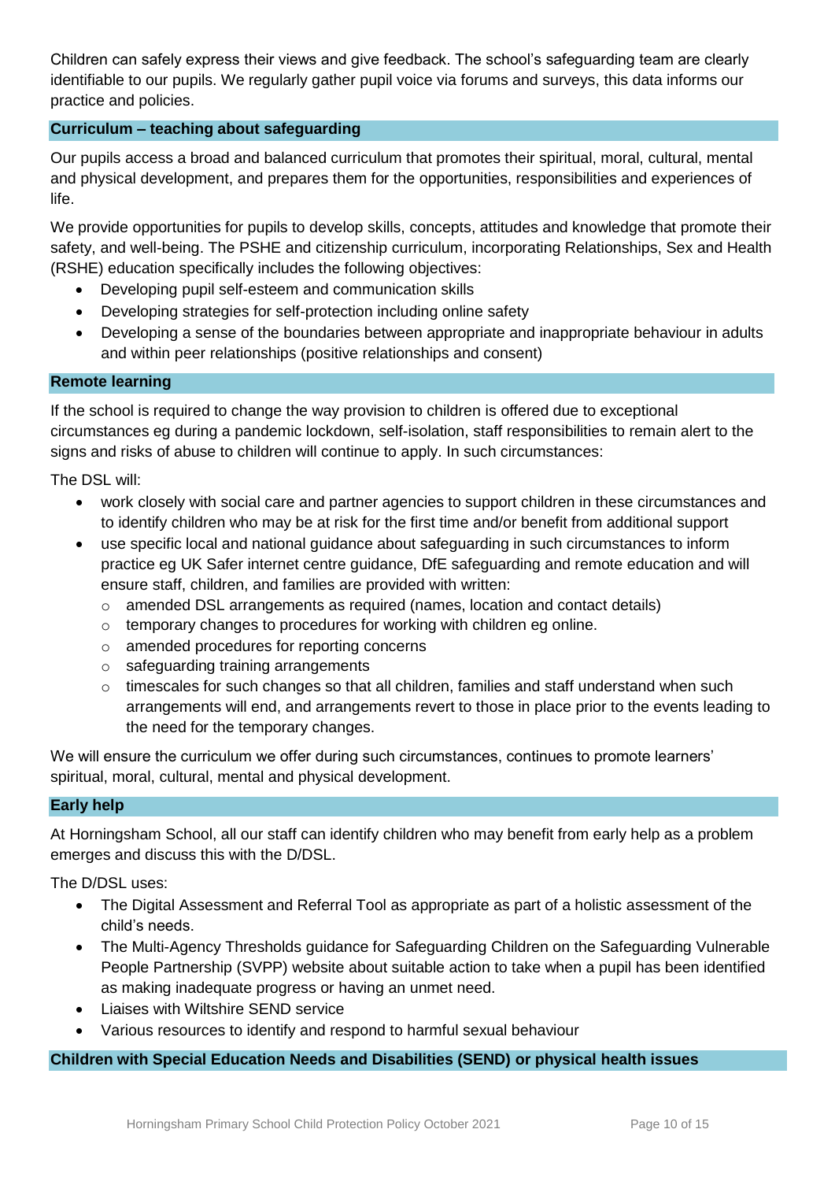Children can safely express their views and give feedback. The school's safeguarding team are clearly identifiable to our pupils. We regularly gather pupil voice via forums and surveys, this data informs our practice and policies.

## Curriculum – teaching about safeguarding

Our pupils access a broad and balanced curriculum that promotes their spiritual, moral, cultural, mental and physical development, and prepares them for the opportunities, responsibilities and experiences of life.

We provide opportunities for pupils to develop skills, concepts, attitudes and knowledge that promote their safety, and well-being. The PSHE and citizenship curriculum, incorporating Relationships, Sex and Health (RSHE) education specifically includes the following objectives:

- Developing pupil self-esteem and communication skills
- Developing strategies for self-protection including online safety
- Developing a sense of the boundaries between appropriate and inappropriate behaviour in adults and within peer relationships (positive relationships and consent)

## Remote learning

If the school is required to change the way provision to children is offered due to exceptional circumstances eg during a pandemic lockdown, self-isolation, staff responsibilities to remain alert to the signs and risks of abuse to children will continue to apply. In such circumstances:

The DSL will:

- work closely with social care and partner agencies to support children in these circumstances and to identify children who may be at risk for the first time and/or benefit from additional support
- use specific local and national guidance about safeguarding in such circumstances to inform practice eg UK Safer internet centre guidance, DfE safeguarding and remote education and will ensure staff, children, and families are provided with written:
  - amended DSL arrangements as required (names, location and contact details)
  - temporary changes to procedures for working with children eg online.
  - amended procedures for reporting concerns
  - safeguarding training arrangements
  - timescales for such changes so that all children, families and staff understand when such arrangements will end, and arrangements revert to those in place prior to the events leading to the need for the temporary changes.

We will ensure the curriculum we offer during such circumstances, continues to promote learners' spiritual, moral, cultural, mental and physical development.

## Early help

At Horningsham School, all our staff can identify children who may benefit from early help as a problem emerges and discuss this with the D/DSL.

The D/DSL uses:

- The Digital Assessment and Referral Tool as appropriate as part of a holistic assessment of the child's needs.
- The Multi-Agency Thresholds guidance for Safeguarding Children on the Safeguarding Vulnerable People Partnership (SVPP) website about suitable action to take when a pupil has been identified as making inadequate progress or having an unmet need.
- Liaises with Wiltshire SEND service
- Various resources to identify and respond to harmful sexual behaviour

## Children with Special Education Needs and Disabilities (SEND) or physical health issues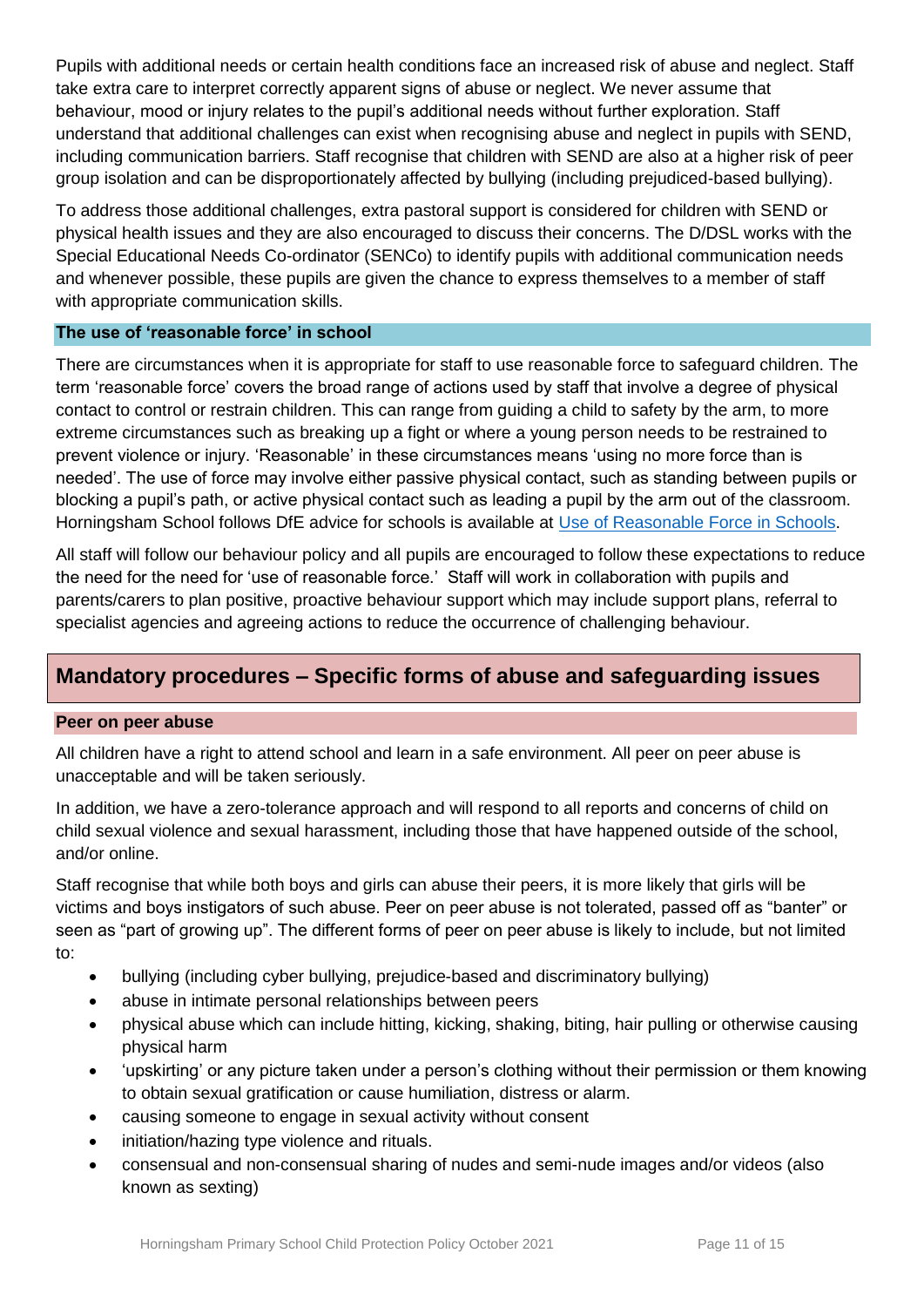Pupils with additional needs or certain health conditions face an increased risk of abuse and neglect. Staff take extra care to interpret correctly apparent signs of abuse or neglect. We never assume that behaviour, mood or injury relates to the pupil's additional needs without further exploration. Staff understand that additional challenges can exist when recognising abuse and neglect in pupils with SEND, including communication barriers. Staff recognise that children with SEND are also at a higher risk of peer group isolation and can be disproportionately affected by bullying (including prejudiced-based bullying).

To address those additional challenges, extra pastoral support is considered for children with SEND or physical health issues and they are also encouraged to discuss their concerns. The D/DSL works with the Special Educational Needs Co-ordinator (SENCo) to identify pupils with additional communication needs and whenever possible, these pupils are given the chance to express themselves to a member of staff with appropriate communication skills.

### The use of 'reasonable force' in school

There are circumstances when it is appropriate for staff to use reasonable force to safeguard children. The term 'reasonable force' covers the broad range of actions used by staff that involve a degree of physical contact to control or restrain children. This can range from guiding a child to safety by the arm, to more extreme circumstances such as breaking up a fight or where a young person needs to be restrained to prevent violence or injury. 'Reasonable' in these circumstances means 'using no more force than is needed'. The use of force may involve either passive physical contact, such as standing between pupils or blocking a pupil's path, or active physical contact such as leading a pupil by the arm out of the classroom. Horningsham School follows DfE advice for schools is available at Use of Reasonable Force in Schools.

All staff will follow our behaviour policy and all pupils are encouraged to follow these expectations to reduce the need for the need for 'use of reasonable force.' Staff will work in collaboration with pupils and parents/carers to plan positive, proactive behaviour support which may include support plans, referral to specialist agencies and agreeing actions to reduce the occurrence of challenging behaviour.

## Mandatory procedures – Specific forms of abuse and safeguarding issues

### Peer on peer abuse

All children have a right to attend school and learn in a safe environment. All peer on peer abuse is unacceptable and will be taken seriously.

In addition, we have a zero-tolerance approach and will respond to all reports and concerns of child on child sexual violence and sexual harassment, including those that have happened outside of the school, and/or online.

Staff recognise that while both boys and girls can abuse their peers, it is more likely that girls will be victims and boys instigators of such abuse. Peer on peer abuse is not tolerated, passed off as "banter" or seen as "part of growing up". The different forms of peer on peer abuse is likely to include, but not limited to:

- bullying (including cyber bullying, prejudice-based and discriminatory bullying)
- abuse in intimate personal relationships between peers
- physical abuse which can include hitting, kicking, shaking, biting, hair pulling or otherwise causing physical harm
- 'upskirting' or any picture taken under a person's clothing without their permission or them knowing to obtain sexual gratification or cause humiliation, distress or alarm.
- causing someone to engage in sexual activity without consent
- initiation/hazing type violence and rituals.
- consensual and non-consensual sharing of nudes and semi-nude images and/or videos (also known as sexting)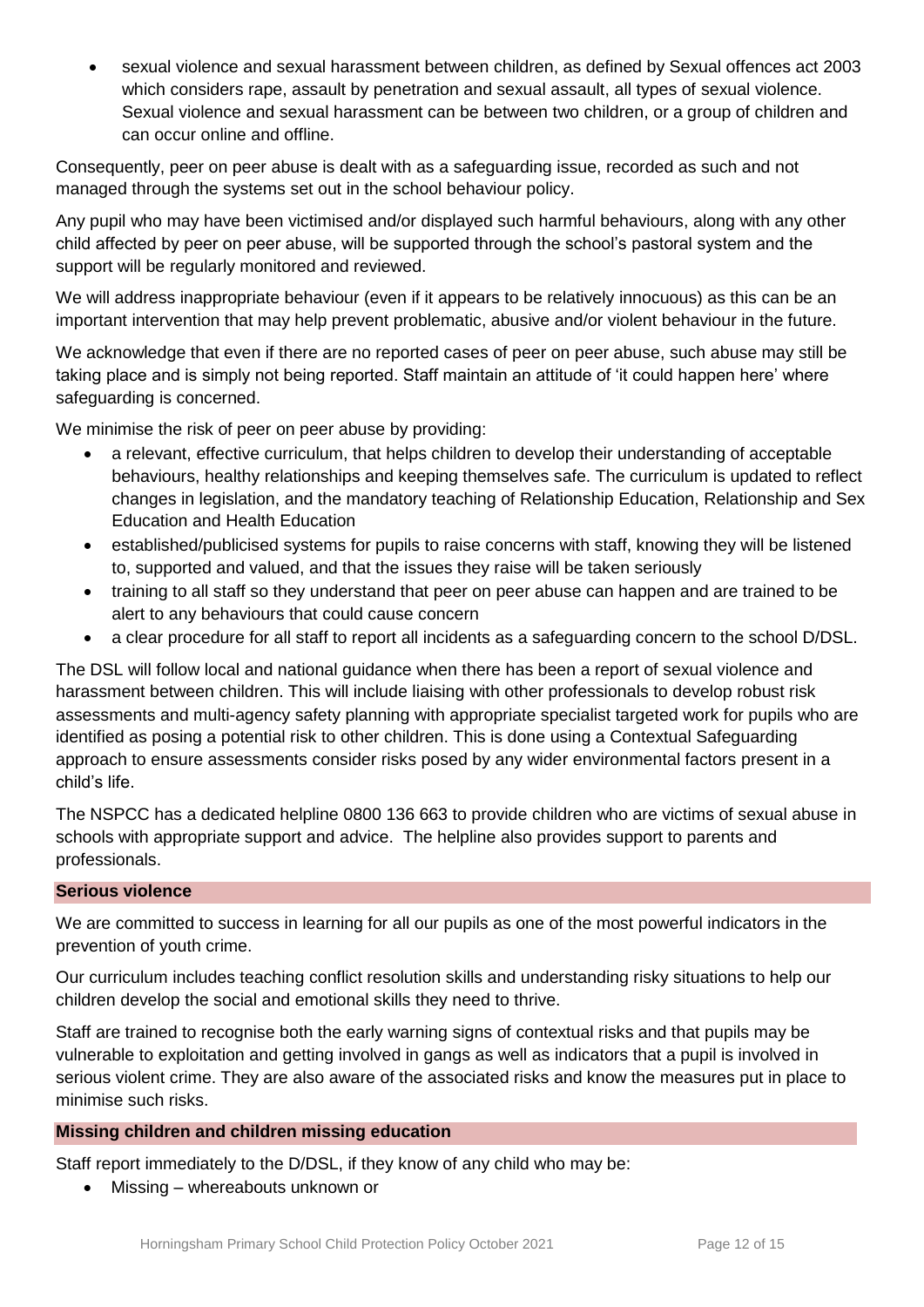- sexual violence and sexual harassment between children, as defined by Sexual offences act 2003 which considers rape, assault by penetration and sexual assault, all types of sexual violence. Sexual violence and sexual harassment can be between two children, or a group of children and can occur online and offline.

Consequently, peer on peer abuse is dealt with as a safeguarding issue, recorded as such and not managed through the systems set out in the school behaviour policy.

Any pupil who may have been victimised and/or displayed such harmful behaviours, along with any other child affected by peer on peer abuse, will be supported through the school's pastoral system and the support will be regularly monitored and reviewed.

We will address inappropriate behaviour (even if it appears to be relatively innocuous) as this can be an important intervention that may help prevent problematic, abusive and/or violent behaviour in the future.

We acknowledge that even if there are no reported cases of peer on peer abuse, such abuse may still be taking place and is simply not being reported. Staff maintain an attitude of 'it could happen here' where safeguarding is concerned.

We minimise the risk of peer on peer abuse by providing:

- a relevant, effective curriculum, that helps children to develop their understanding of acceptable behaviours, healthy relationships and keeping themselves safe. The curriculum is updated to reflect changes in legislation, and the mandatory teaching of Relationship Education, Relationship and Sex Education and Health Education
- established/publicised systems for pupils to raise concerns with staff, knowing they will be listened to, supported and valued, and that the issues they raise will be taken seriously
- training to all staff so they understand that peer on peer abuse can happen and are trained to be alert to any behaviours that could cause concern
- a clear procedure for all staff to report all incidents as a safeguarding concern to the school D/DSL.

The DSL will follow local and national guidance when there has been a report of sexual violence and harassment between children. This will include liaising with other professionals to develop robust risk assessments and multi-agency safety planning with appropriate specialist targeted work for pupils who are identified as posing a potential risk to other children. This is done using a Contextual Safeguarding approach to ensure assessments consider risks posed by any wider environmental factors present in a child's life.

The NSPCC has a dedicated helpline 0800 136 663 to provide children who are victims of sexual abuse in schools with appropriate support and advice. The helpline also provides support to parents and professionals.

## Serious violence

We are committed to success in learning for all our pupils as one of the most powerful indicators in the prevention of youth crime.

Our curriculum includes teaching conflict resolution skills and understanding risky situations to help our children develop the social and emotional skills they need to thrive.

Staff are trained to recognise both the early warning signs of contextual risks and that pupils may be vulnerable to exploitation and getting involved in gangs as well as indicators that a pupil is involved in serious violent crime. They are also aware of the associated risks and know the measures put in place to minimise such risks.

## Missing children and children missing education

Staff report immediately to the D/DSL, if they know of any child who may be:

- Missing – whereabouts unknown or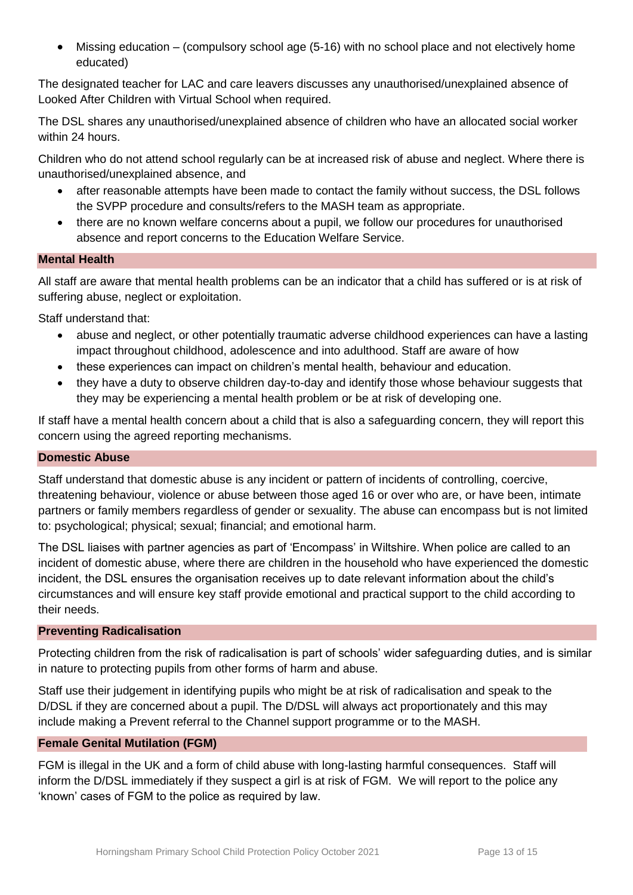- Missing education – (compulsory school age (5-16) with no school place and not electively home educated)

The designated teacher for LAC and care leavers discusses any unauthorised/unexplained absence of Looked After Children with Virtual School when required.

The DSL shares any unauthorised/unexplained absence of children who have an allocated social worker within 24 hours.

Children who do not attend school regularly can be at increased risk of abuse and neglect. Where there is unauthorised/unexplained absence, and

- after reasonable attempts have been made to contact the family without success, the DSL follows the SVPP procedure and consults/refers to the MASH team as appropriate.
- there are no known welfare concerns about a pupil, we follow our procedures for unauthorised absence and report concerns to the Education Welfare Service.

## Mental Health

All staff are aware that mental health problems can be an indicator that a child has suffered or is at risk of suffering abuse, neglect or exploitation.

Staff understand that:

- abuse and neglect, or other potentially traumatic adverse childhood experiences can have a lasting impact throughout childhood, adolescence and into adulthood. Staff are aware of how
- these experiences can impact on children's mental health, behaviour and education.
- they have a duty to observe children day-to-day and identify those whose behaviour suggests that they may be experiencing a mental health problem or be at risk of developing one.

If staff have a mental health concern about a child that is also a safeguarding concern, they will report this concern using the agreed reporting mechanisms.

## Domestic Abuse

Staff understand that domestic abuse is any incident or pattern of incidents of controlling, coercive, threatening behaviour, violence or abuse between those aged 16 or over who are, or have been, intimate partners or family members regardless of gender or sexuality. The abuse can encompass but is not limited to: psychological; physical; sexual; financial; and emotional harm.

The DSL liaises with partner agencies as part of 'Encompass' in Wiltshire. When police are called to an incident of domestic abuse, where there are children in the household who have experienced the domestic incident, the DSL ensures the organisation receives up to date relevant information about the child's circumstances and will ensure key staff provide emotional and practical support to the child according to their needs.

## Preventing Radicalisation

Protecting children from the risk of radicalisation is part of schools' wider safeguarding duties, and is similar in nature to protecting pupils from other forms of harm and abuse.

Staff use their judgement in identifying pupils who might be at risk of radicalisation and speak to the D/DSL if they are concerned about a pupil. The D/DSL will always act proportionately and this may include making a Prevent referral to the Channel support programme or to the MASH.

## Female Genital Mutilation (FGM)

FGM is illegal in the UK and a form of child abuse with long-lasting harmful consequences. Staff will inform the D/DSL immediately if they suspect a girl is at risk of FGM. We will report to the police any 'known' cases of FGM to the police as required by law.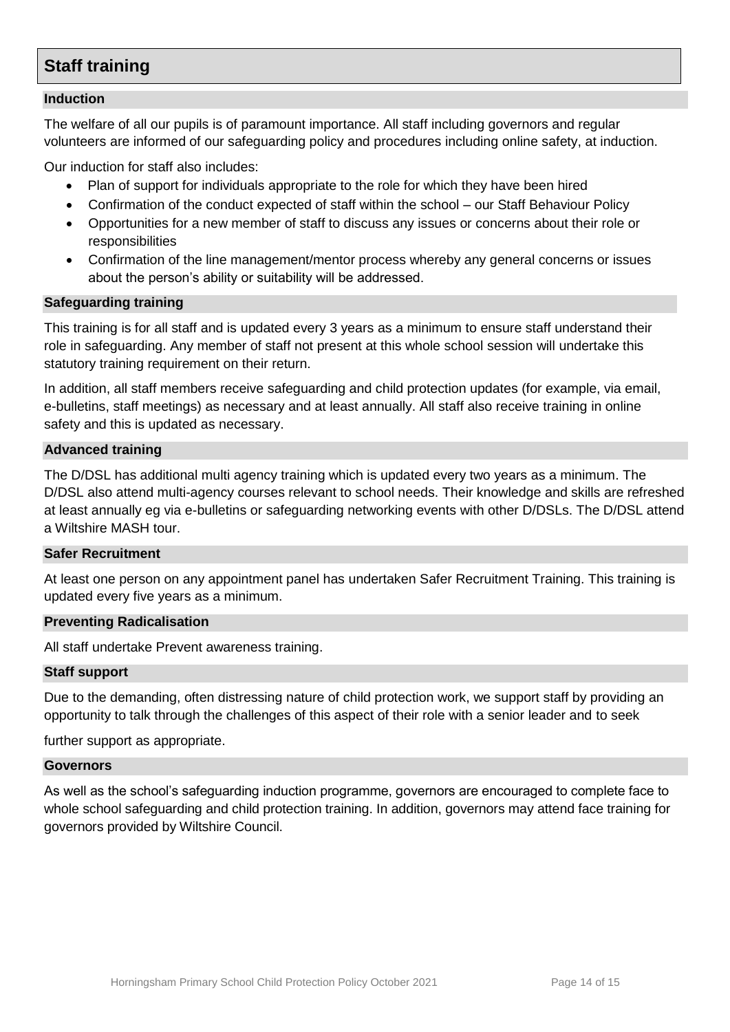## Staff training

### Induction

The welfare of all our pupils is of paramount importance. All staff including governors and regular volunteers are informed of our safeguarding policy and procedures including online safety, at induction.

Our induction for staff also includes:

- Plan of support for individuals appropriate to the role for which they have been hired
- Confirmation of the conduct expected of staff within the school – our Staff Behaviour Policy
- Opportunities for a new member of staff to discuss any issues or concerns about their role or responsibilities
- Confirmation of the line management/mentor process whereby any general concerns or issues about the person's ability or suitability will be addressed.

### Safeguarding training

This training is for all staff and is updated every 3 years as a minimum to ensure staff understand their role in safeguarding. Any member of staff not present at this whole school session will undertake this statutory training requirement on their return.

In addition, all staff members receive safeguarding and child protection updates (for example, via email, e-bulletins, staff meetings) as necessary and at least annually. All staff also receive training in online safety and this is updated as necessary.

### Advanced training

The D/DSL has additional multi agency training which is updated every two years as a minimum. The D/DSL also attend multi-agency courses relevant to school needs. Their knowledge and skills are refreshed at least annually eg via e-bulletins or safeguarding networking events with other D/DSLs. The D/DSL attend a Wiltshire MASH tour.

### Safer Recruitment

At least one person on any appointment panel has undertaken Safer Recruitment Training. This training is updated every five years as a minimum.

### Preventing Radicalisation

All staff undertake Prevent awareness training.

### Staff support

Due to the demanding, often distressing nature of child protection work, we support staff by providing an opportunity to talk through the challenges of this aspect of their role with a senior leader and to seek

further support as appropriate.

### Governors

As well as the school's safeguarding induction programme, governors are encouraged to complete face to whole school safeguarding and child protection training. In addition, governors may attend face training for governors provided by Wiltshire Council.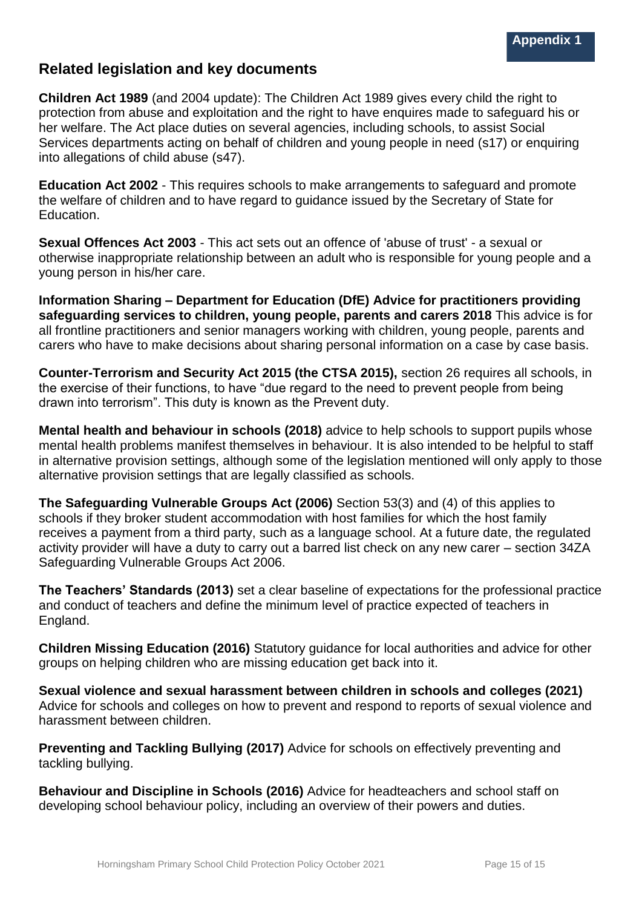**Appendix 1**

## Related legislation and key documents

**Children Act 1989** (and 2004 update): The Children Act 1989 gives every child the right to protection from abuse and exploitation and the right to have enquires made to safeguard his or her welfare. The Act place duties on several agencies, including schools, to assist Social Services departments acting on behalf of children and young people in need (s17) or enquiring into allegations of child abuse (s47).

**Education Act 2002** - This requires schools to make arrangements to safeguard and promote the welfare of children and to have regard to guidance issued by the Secretary of State for Education.

**Sexual Offences Act 2003** - This act sets out an offence of 'abuse of trust' - a sexual or otherwise inappropriate relationship between an adult who is responsible for young people and a young person in his/her care.

**Information Sharing – Department for Education (DfE) Advice for practitioners providing safeguarding services to children, young people, parents and carers 2018** This advice is for all frontline practitioners and senior managers working with children, young people, parents and carers who have to make decisions about sharing personal information on a case by case basis.

**Counter-Terrorism and Security Act 2015 (the CTSA 2015),** section 26 requires all schools, in the exercise of their functions, to have "due regard to the need to prevent people from being drawn into terrorism". This duty is known as the Prevent duty.

**Mental health and behaviour in schools (2018)** advice to help schools to support pupils whose mental health problems manifest themselves in behaviour. It is also intended to be helpful to staff in alternative provision settings, although some of the legislation mentioned will only apply to those alternative provision settings that are legally classified as schools.

**The Safeguarding Vulnerable Groups Act (2006)** Section 53(3) and (4) of this applies to schools if they broker student accommodation with host families for which the host family receives a payment from a third party, such as a language school. At a future date, the regulated activity provider will have a duty to carry out a barred list check on any new carer – section 34ZA Safeguarding Vulnerable Groups Act 2006.

**The Teachers' Standards (2013)** set a clear baseline of expectations for the professional practice and conduct of teachers and define the minimum level of practice expected of teachers in England.

**Children Missing Education (2016)** Statutory guidance for local authorities and advice for other groups on helping children who are missing education get back into it.

**Sexual violence and sexual harassment between children in schools and colleges (2021)** Advice for schools and colleges on how to prevent and respond to reports of sexual violence and harassment between children.

**Preventing and Tackling Bullying (2017)** Advice for schools on effectively preventing and tackling bullying.

**Behaviour and Discipline in Schools (2016)** Advice for headteachers and school staff on developing school behaviour policy, including an overview of their powers and duties.